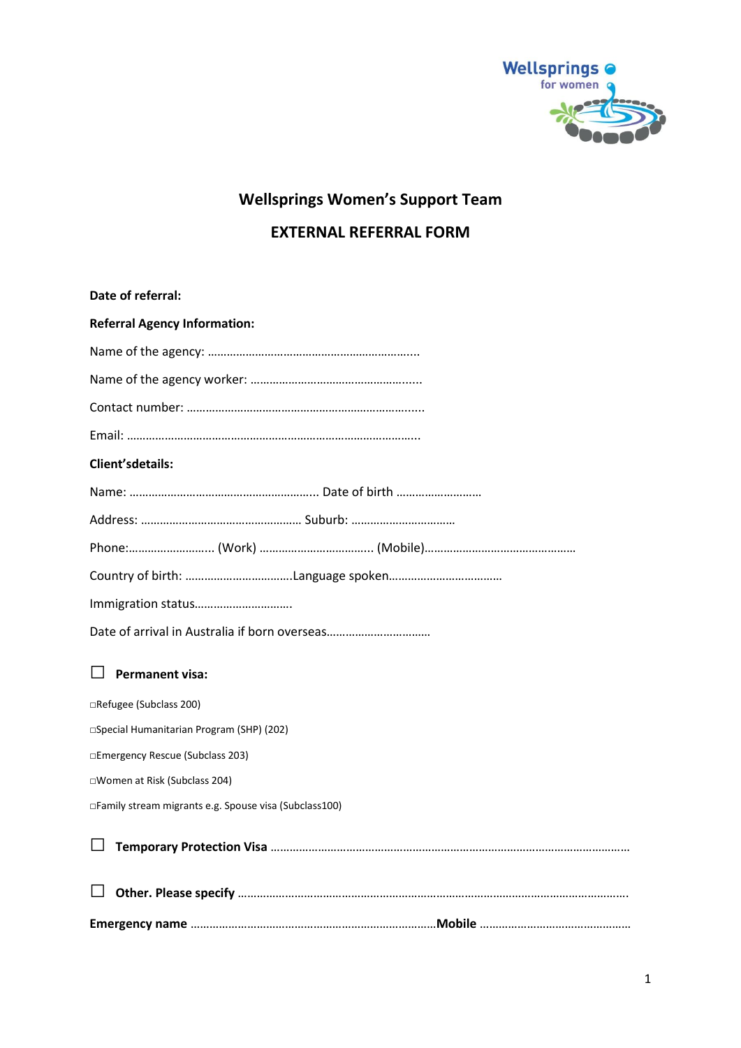Wellsprings for women

# Wellsprings Women's Support Team

## EXTERNAL REFERRAL FORM

**Date of referral:**

**Referral Agency Information:**

Name of the agency: …………………………………………………………...

Name of the agency worker: ……………………………………………......

Contact number: ……………………………………………………………......

Email: ………………………………………………………………………………..

**Client'sdetails:**

Name: ………………………………………………….. Date of birth ………………………

Address: …………………………………………… Suburb: ……………………………

Phone:……………………... (Work) ……………………………... (Mobile)…………………………………………

Country of birth: …………………………….Language spoken………………………………

Immigration status………………………….

Date of arrival in Australia if born overseas……………………………

☐ **Permanent visa:**

□Refugee (Subclass 200)

□Special Humanitarian Program (SHP) (202)

□Emergency Rescue (Subclass 203)

□Women at Risk (Subclass 204)

□Family stream migrants e.g. Spouse visa (Subclass100)

☐ **Temporary Protection Visa** ……………………………………………………………………………………………………

☐ **Other. Please specify** ……………………………………………………………………………………………………….

**Emergency name** ……………………………………………………………………**Mobile** …………………………………………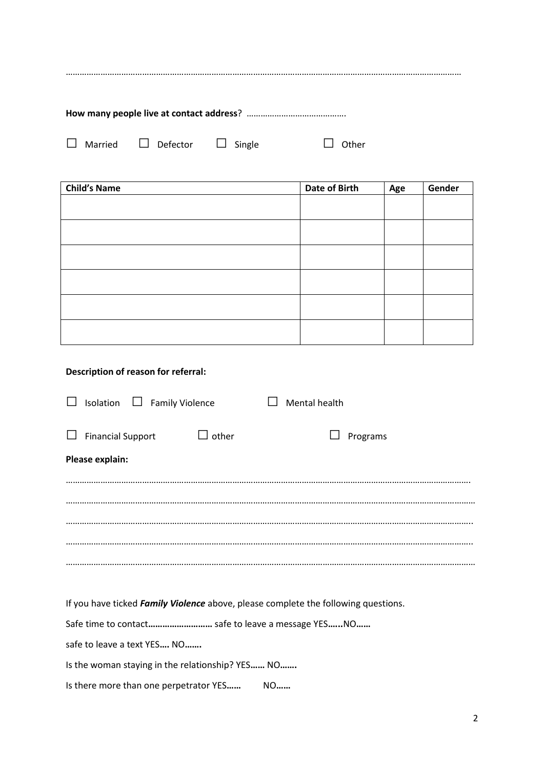……………………………………………………………………………………………………………………………………………………

**How many people live at contact address**? …………………………………….

☐ Married ☐ Defector ☐ Single ☐ Other

| **Child's Name** | **Date of Birth** | **Age** | **Gender** |
| --- | --- | --- | --- |
| | | | |
| | | | |
| | | | |
| | | | |
| | | | |
| | | | |

**Description of reason for referral:**

☐ Isolation ☐ Family Violence ☐ Mental health

☐ Financial Support ☐ other ☐ Programs

**Please explain:**

…………………………………………………………………………………………………………………………………………………….

………………………………………………………………………………………………………………………………………………………

……………………………………………………………………………………………………………………………………………………..

……………………………………………………………………………………………………………………………………………………..

………………………………………………………………………………………………………………………………………………………

If you have ticked ***Family Violence*** above, please complete the following questions.

Safe time to contact**………………………** safe to leave a message YES**…...**NO**……**

safe to leave a text YES**….** NO**…….**

Is the woman staying in the relationship? YES**……** NO**…….**

Is there more than one perpetrator YES**……** NO**……**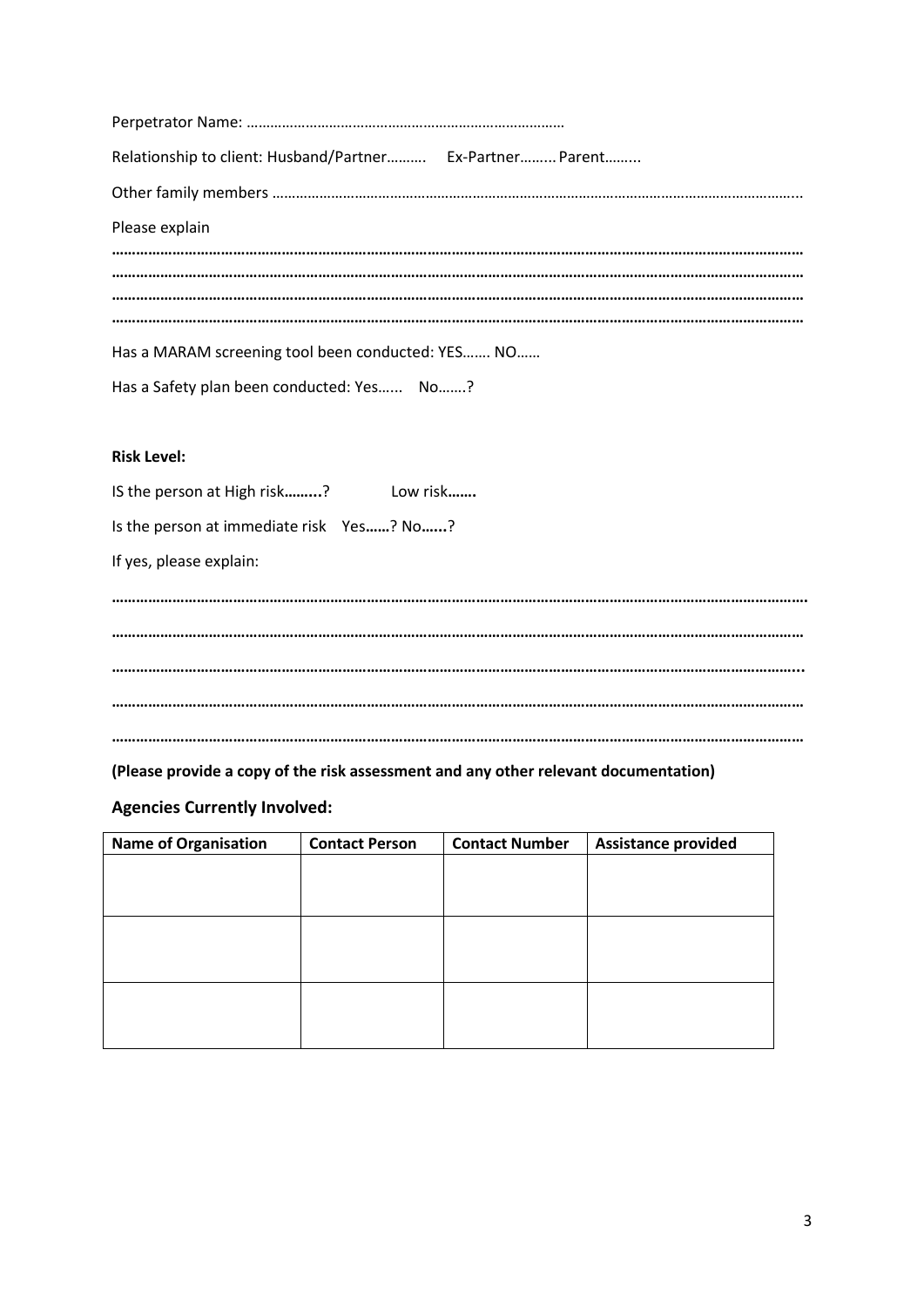Perpetrator Name: ………………………………………………………………………

Relationship to client: Husband/Partner………. Ex-Partner……… Parent……..

Other family members ……………………………………………………………………………………………………………………..

Please explain

**……………………………………………………………………………………………………………………………………………………**
**……………………………………………………………………………………………………………………………………………………**
**……………………………………………………………………………………………………………………………………………………**
**……………………………………………………………………………………………………………………………………………………**

Has a MARAM screening tool been conducted: YES……. NO……

Has a Safety plan been conducted: Yes…... No…….?

**Risk Level:**

IS the person at High risk**……..**? Low risk**…….**

Is the person at immediate risk Yes**……**? No**……**?

If yes, please explain:

**……………………………………………………………………………………………………………………………………………………**

**……………………………………………………………………………………………………………………………………………………**

**……………………………………………………………………………………………………………………………………………………**

**……………………………………………………………………………………………………………………………………………………**

**……………………………………………………………………………………………………………………………………………………**

**(Please provide a copy of the risk assessment and any other relevant documentation)**

## Agencies Currently Involved:

| Name of Organisation | Contact Person | Contact Number | Assistance provided |
|---|---|---|---|
| | | | |
| | | | |
| | | | |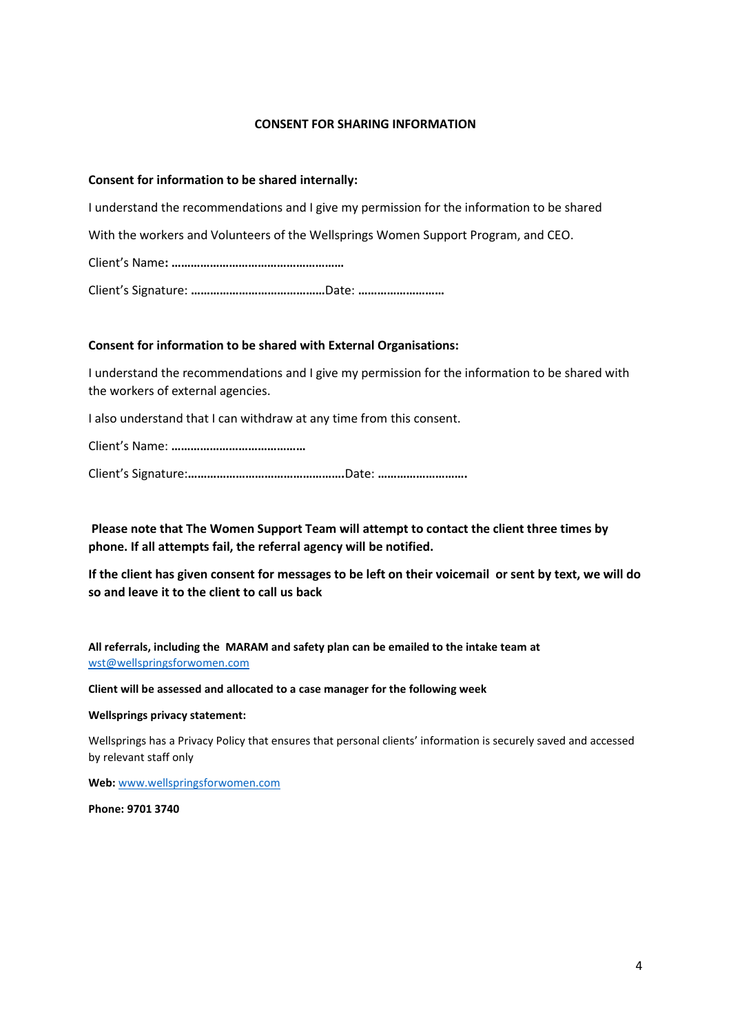**CONSENT FOR SHARING INFORMATION**

**Consent for information to be shared internally:**

I understand the recommendations and I give my permission for the information to be shared

With the workers and Volunteers of the Wellsprings Women Support Program, and CEO.

Client's Name**: ………………………………………………**

Client's Signature: **……………………………………**Date: **………………………**

**Consent for information to be shared with External Organisations:**

I understand the recommendations and I give my permission for the information to be shared with the workers of external agencies.

I also understand that I can withdraw at any time from this consent.

Client's Name: **……………………………………**

Client's Signature:**…………………………………………**Date: **……………………….**

**Please note that The Women Support Team will attempt to contact the client three times by phone. If all attempts fail, the referral agency will be notified.**

**If the client has given consent for messages to be left on their voicemail or sent by text, we will do so and leave it to the client to call us back**

**All referrals, including the MARAM and safety plan can be emailed to the intake team at** wst@wellspringsforwomen.com

**Client will be assessed and allocated to a case manager for the following week**

**Wellsprings privacy statement:**

Wellsprings has a Privacy Policy that ensures that personal clients' information is securely saved and accessed by relevant staff only

**Web:** www.wellspringsforwomen.com

**Phone: 9701 3740**